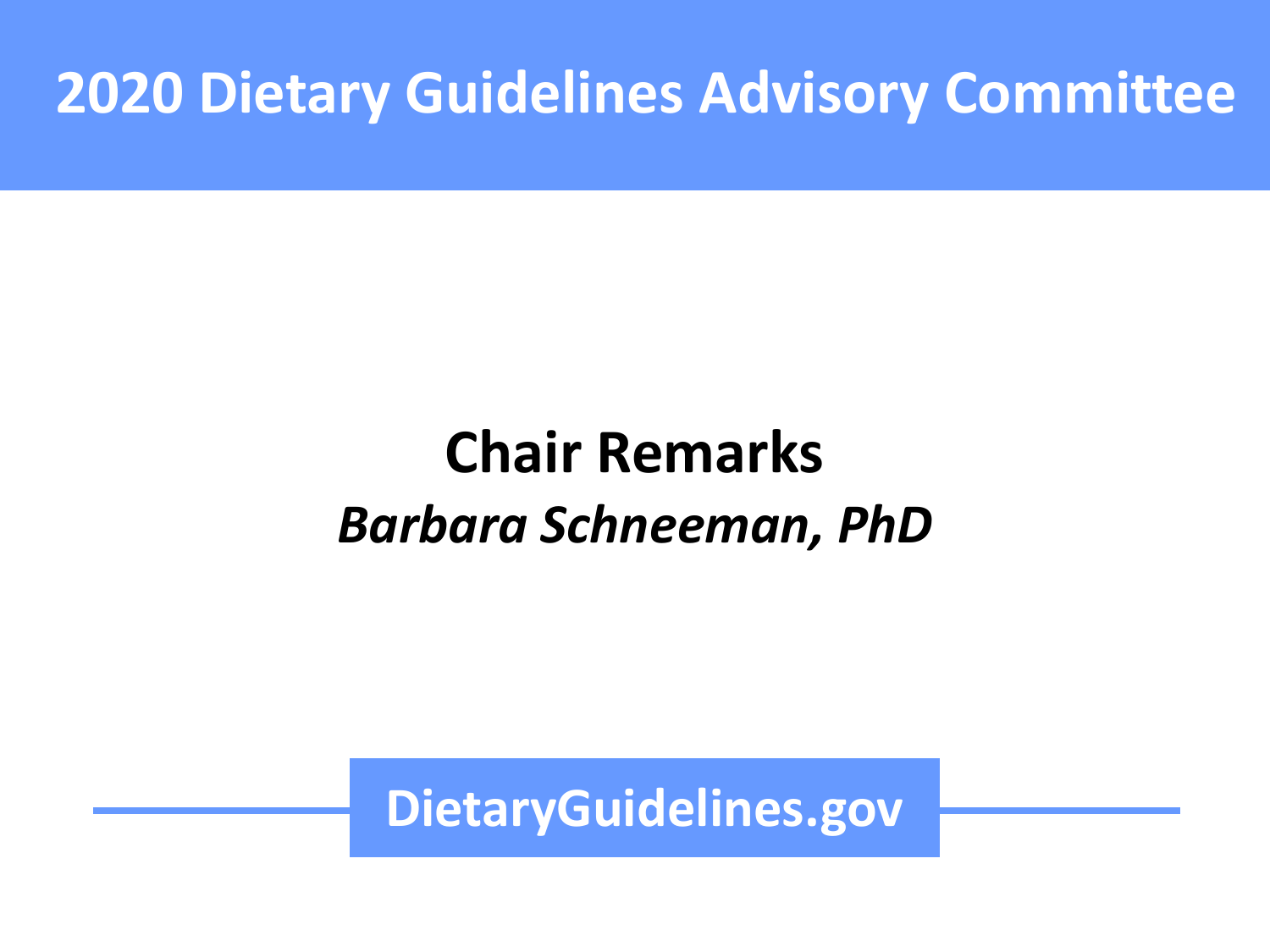# 2020 Dietary Guidelines Advisory Committee

## Chair Remarks

***Barbara Schneeman, PhD***

**DietaryGuidelines.gov**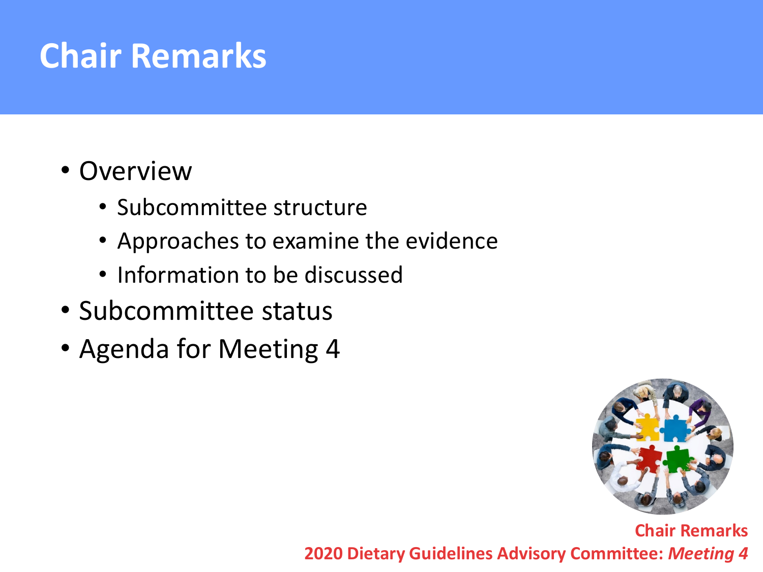# Chair Remarks

- Overview
  - Subcommittee structure
  - Approaches to examine the evidence
  - Information to be discussed
- Subcommittee status
- Agenda for Meeting 4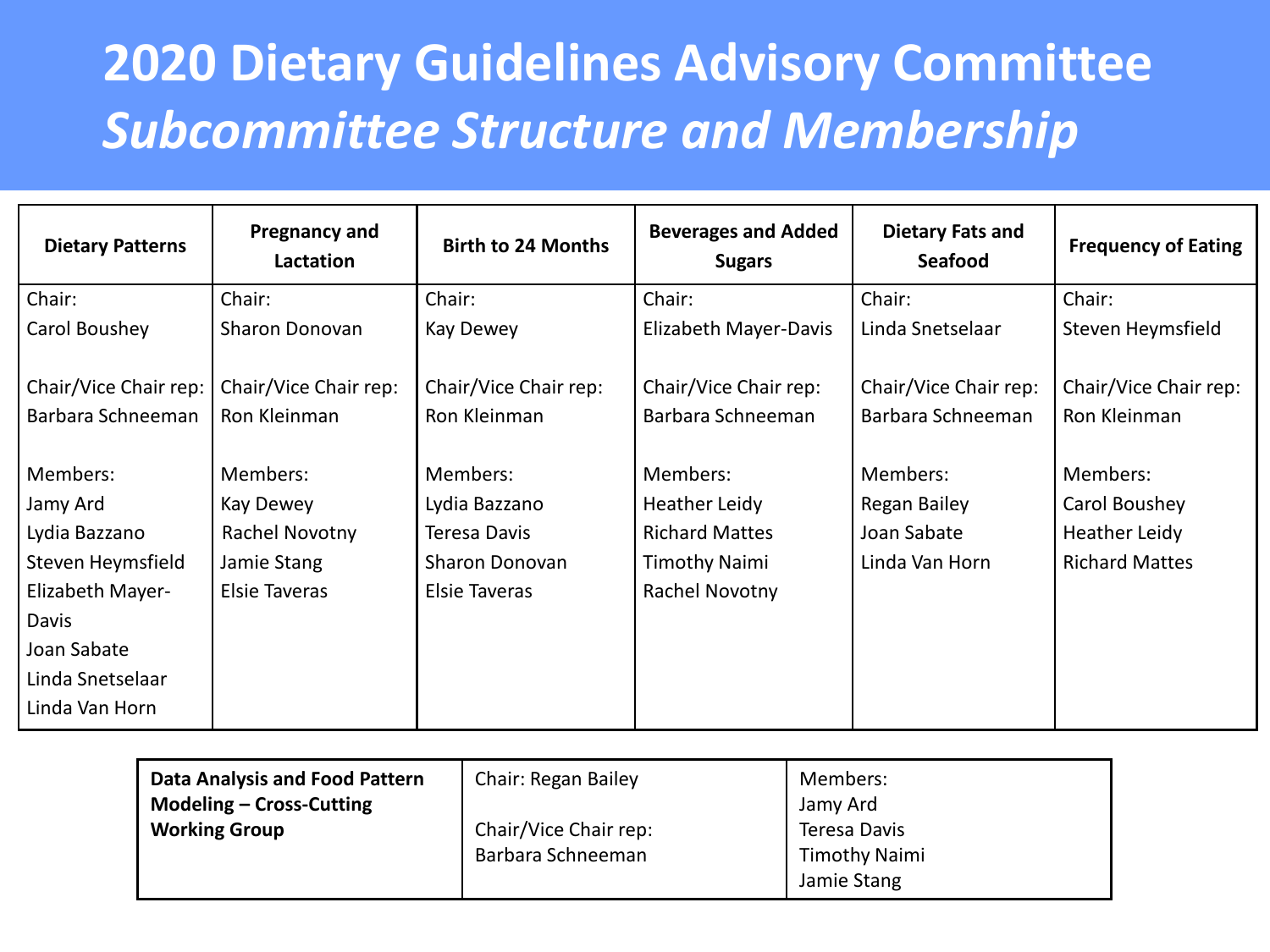# 2020 Dietary Guidelines Advisory Committee

## *Subcommittee Structure and Membership*

| Dietary Patterns | Pregnancy and Lactation | Birth to 24 Months | Beverages and Added Sugars | Dietary Fats and Seafood | Frequency of Eating |
|---|---|---|---|---|---|
| Chair:<br>Carol Boushey<br><br>Chair/Vice Chair rep:<br>Barbara Schneeman<br><br>Members:<br>Jamy Ard<br>Lydia Bazzano<br>Steven Heymsfield<br>Elizabeth Mayer-Davis<br>Joan Sabate<br>Linda Snetselaar<br>Linda Van Horn | Chair:<br>Sharon Donovan<br><br>Chair/Vice Chair rep:<br>Ron Kleinman<br><br>Members:<br>Kay Dewey<br>Rachel Novotny<br>Jamie Stang<br>Elsie Taveras | Chair:<br>Kay Dewey<br><br>Chair/Vice Chair rep:<br>Ron Kleinman<br><br>Members:<br>Lydia Bazzano<br>Teresa Davis<br>Sharon Donovan<br>Elsie Taveras | Chair:<br>Elizabeth Mayer-Davis<br><br>Chair/Vice Chair rep:<br>Barbara Schneeman<br><br>Members:<br>Heather Leidy<br>Richard Mattes<br>Timothy Naimi<br>Rachel Novotny | Chair:<br>Linda Snetselaar<br><br>Chair/Vice Chair rep:<br>Barbara Schneeman<br><br>Members:<br>Regan Bailey<br>Joan Sabate<br>Linda Van Horn | Chair:<br>Steven Heymsfield<br><br>Chair/Vice Chair rep:<br>Ron Kleinman<br><br>Members:<br>Carol Boushey<br>Heather Leidy<br>Richard Mattes |

| **Data Analysis and Food Pattern Modeling – Cross-Cutting Working Group** | Chair: Regan Bailey<br><br>Chair/Vice Chair rep:<br>Barbara Schneeman | Members:<br>Jamy Ard<br>Teresa Davis<br>Timothy Naimi<br>Jamie Stang |
|---|---|---|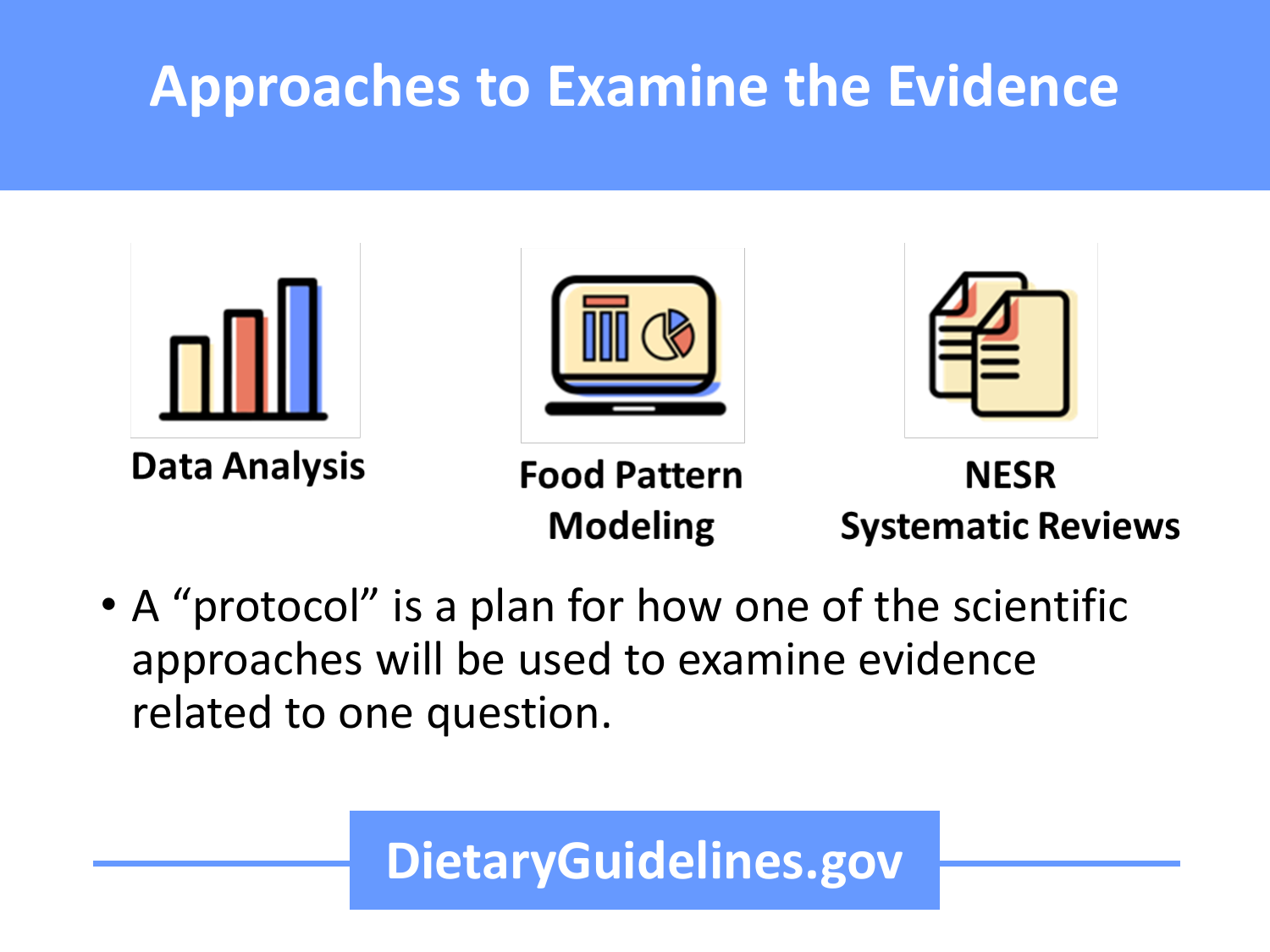# Approaches to Examine the Evidence

**Data Analysis**

**Food Pattern Modeling**

**NESR Systematic Reviews**

- A "protocol" is a plan for how one of the scientific approaches will be used to examine evidence related to one question.

**DietaryGuidelines.gov**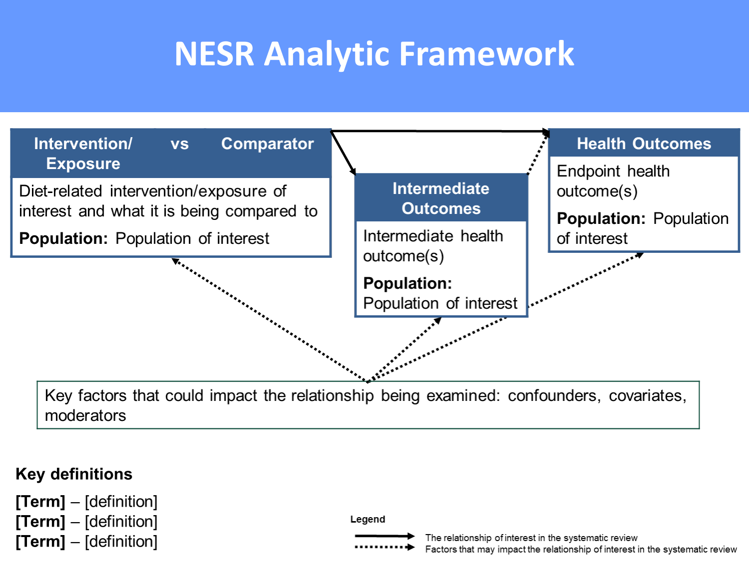# NESR Analytic Framework

**Intervention/ Exposure** vs **Comparator**

Diet-related intervention/exposure of interest and what it is being compared to

**Population:** Population of interest

**Intermediate Outcomes**

Intermediate health outcome(s)

**Population:** Population of interest

**Health Outcomes**

Endpoint health outcome(s)

**Population:** Population of interest

Key factors that could impact the relationship being examined: confounders, covariates, moderators

**Key definitions**

**[Term]** – [definition]
**[Term]** – [definition]
**[Term]** – [definition]

**Legend**

- (solid arrow) The relationship of interest in the systematic review
- (dotted arrow) Factors that may impact the relationship of interest in the systematic review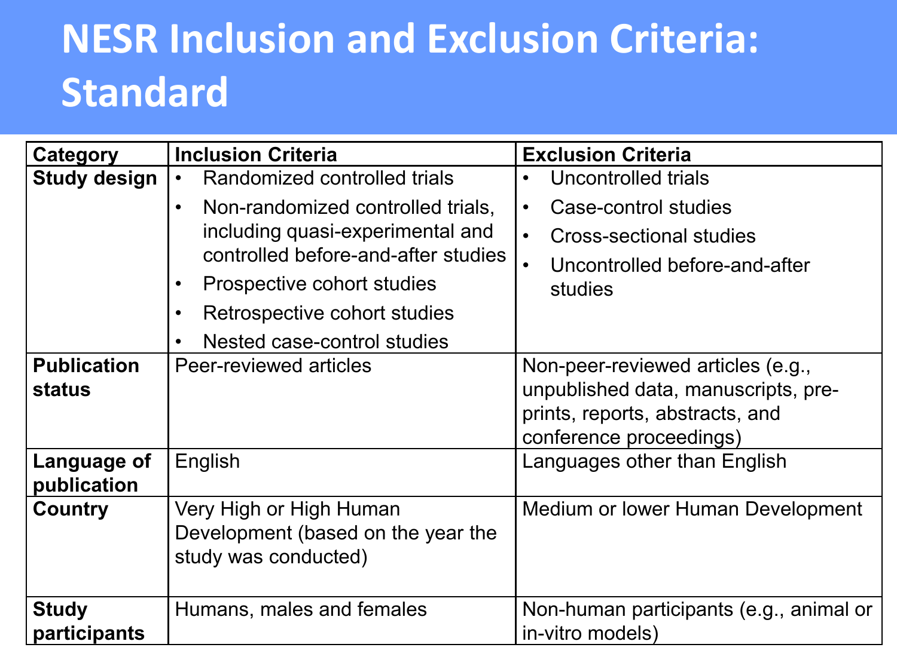# NESR Inclusion and Exclusion Criteria: Standard

| Category | Inclusion Criteria | Exclusion Criteria |
|---|---|---|
| **Study design** | • Randomized controlled trials<br>• Non-randomized controlled trials, including quasi-experimental and controlled before-and-after studies<br>• Prospective cohort studies<br>• Retrospective cohort studies<br>• Nested case-control studies | • Uncontrolled trials<br>• Case-control studies<br>• Cross-sectional studies<br>• Uncontrolled before-and-after studies |
| **Publication status** | Peer-reviewed articles | Non-peer-reviewed articles (e.g., unpublished data, manuscripts, pre-prints, reports, abstracts, and conference proceedings) |
| **Language of publication** | English | Languages other than English |
| **Country** | Very High or High Human Development (based on the year the study was conducted) | Medium or lower Human Development |
| **Study participants** | Humans, males and females | Non-human participants (e.g., animal or in-vitro models) |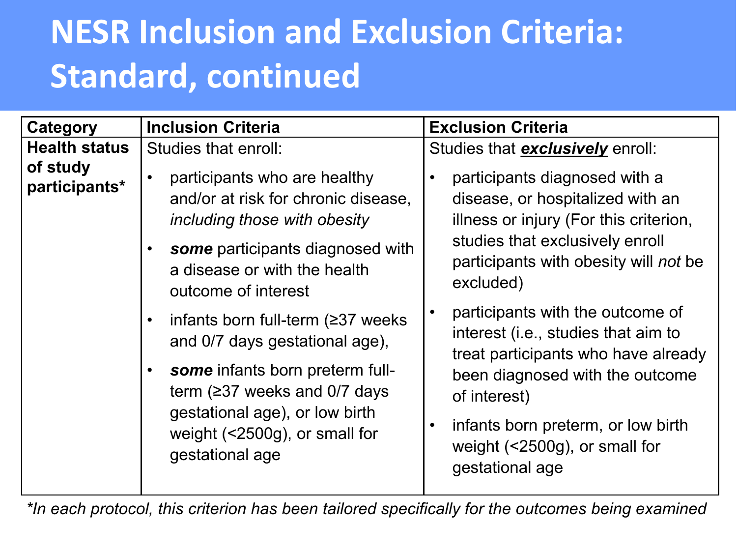# NESR Inclusion and Exclusion Criteria: Standard, continued

| Category | Inclusion Criteria | Exclusion Criteria |
|---|---|---|
| **Health status of study participants*** | Studies that enroll:<br>• participants who are healthy and/or at risk for chronic disease, *including those with obesity*<br>• ***some*** participants diagnosed with a disease or with the health outcome of interest<br>• infants born full-term (≥37 weeks and 0/7 days gestational age),<br>• ***some*** infants born preterm full-term (≥37 weeks and 0/7 days gestational age), or low birth weight (<2500g), or small for gestational age | Studies that ***exclusively*** enroll:<br>• participants diagnosed with a disease, or hospitalized with an illness or injury (For this criterion, studies that exclusively enroll participants with obesity will *not* be excluded)<br>• participants with the outcome of interest (i.e., studies that aim to treat participants who have already been diagnosed with the outcome of interest)<br>• infants born preterm, or low birth weight (<2500g), or small for gestational age |

**In each protocol, this criterion has been tailored specifically for the outcomes being examined*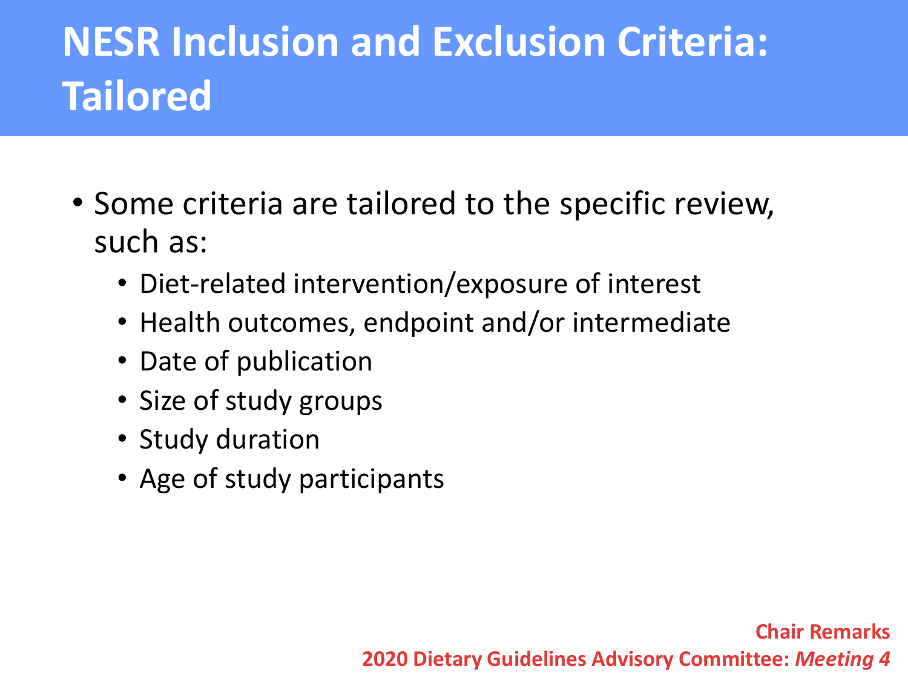# NESR Inclusion and Exclusion Criteria: Tailored

- Some criteria are tailored to the specific review, such as:
  - Diet-related intervention/exposure of interest
  - Health outcomes, endpoint and/or intermediate
  - Date of publication
  - Size of study groups
  - Study duration
  - Age of study participants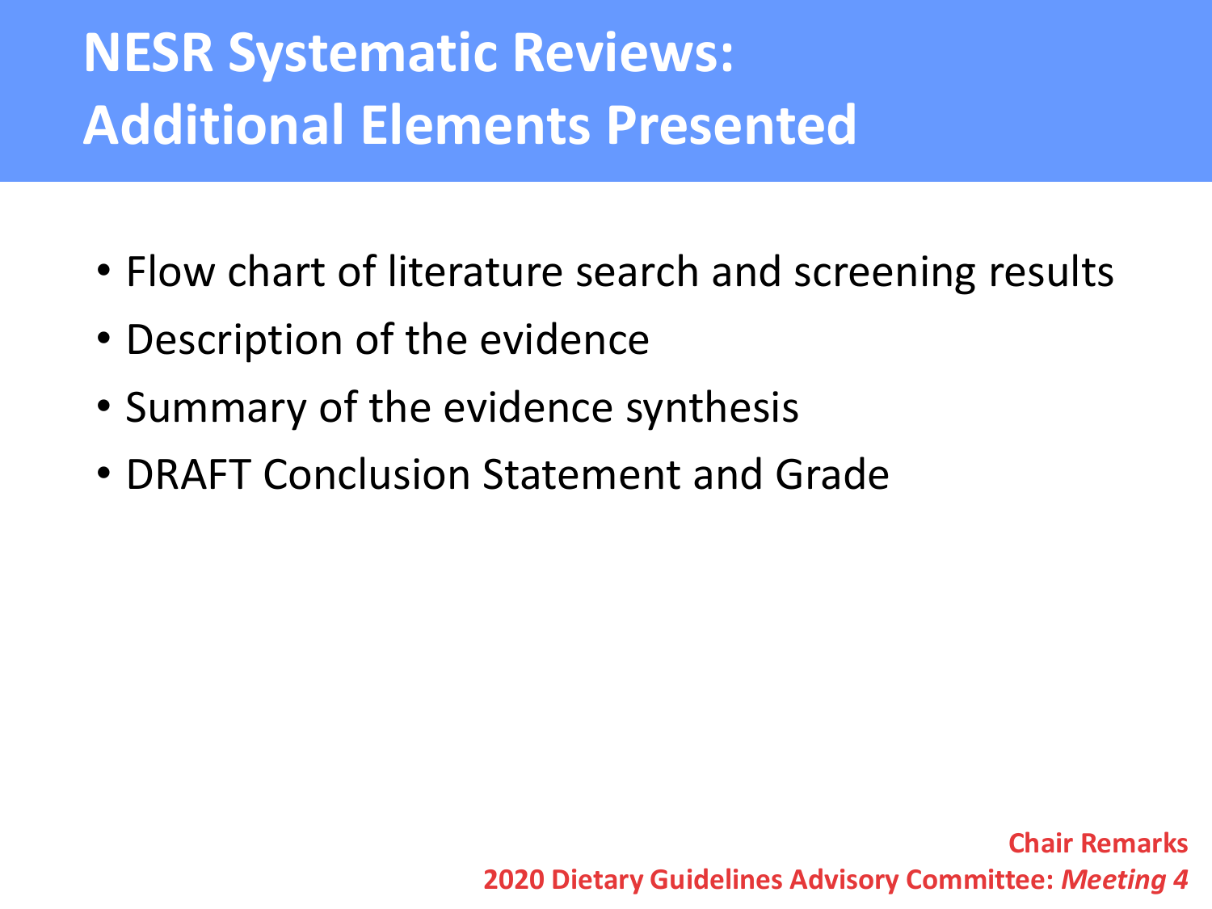# NESR Systematic Reviews: Additional Elements Presented

- Flow chart of literature search and screening results
- Description of the evidence
- Summary of the evidence synthesis
- DRAFT Conclusion Statement and Grade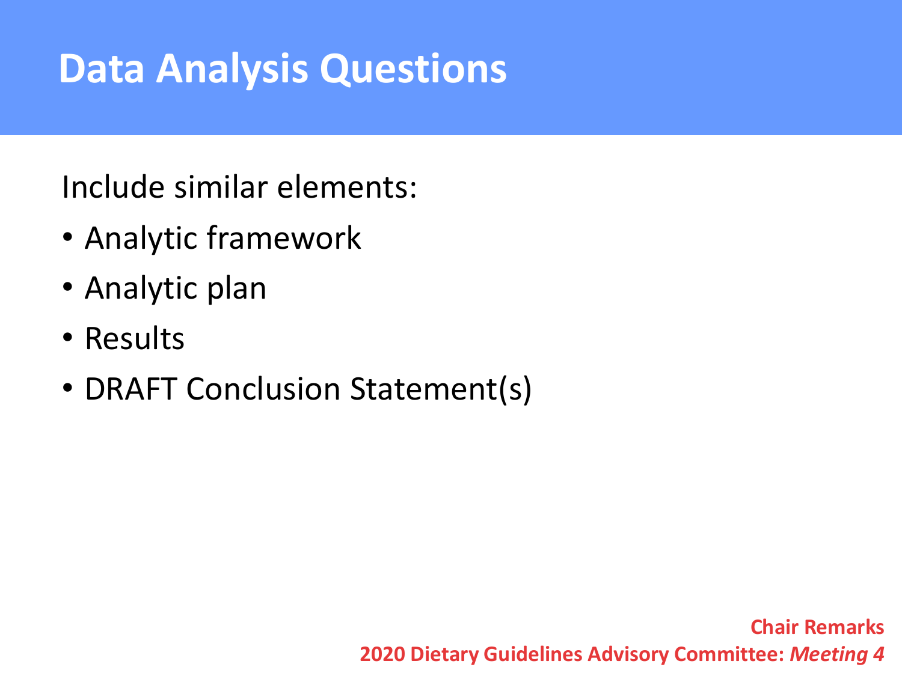# Data Analysis Questions

Include similar elements:

- Analytic framework
- Analytic plan
- Results
- DRAFT Conclusion Statement(s)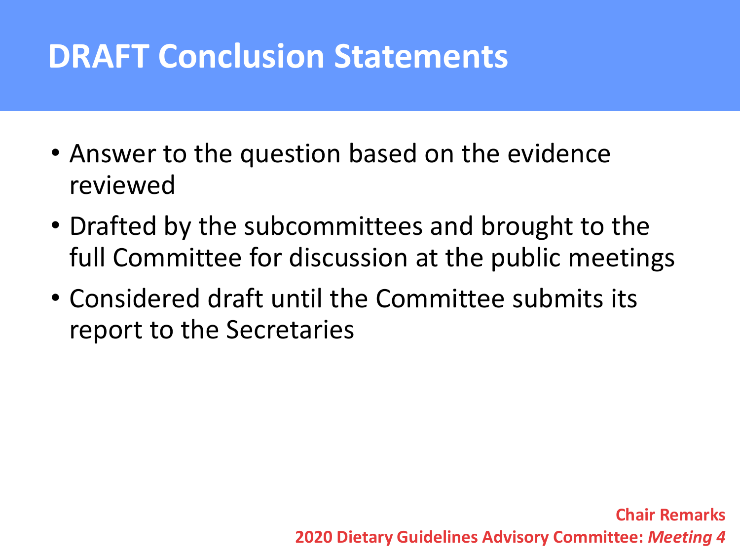# DRAFT Conclusion Statements

- Answer to the question based on the evidence reviewed
- Drafted by the subcommittees and brought to the full Committee for discussion at the public meetings
- Considered draft until the Committee submits its report to the Secretaries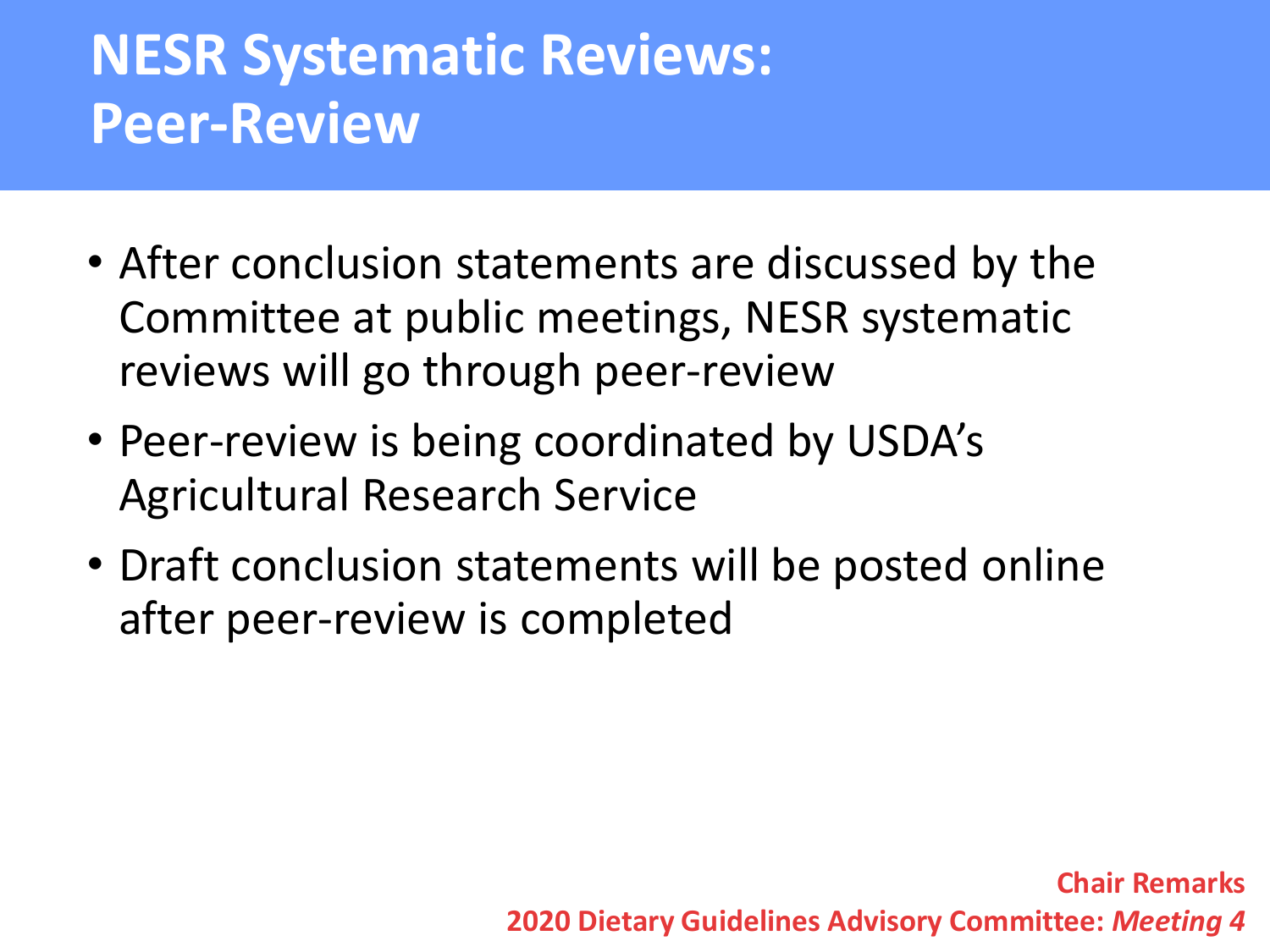# NESR Systematic Reviews: Peer-Review

- After conclusion statements are discussed by the Committee at public meetings, NESR systematic reviews will go through peer-review
- Peer-review is being coordinated by USDA's Agricultural Research Service
- Draft conclusion statements will be posted online after peer-review is completed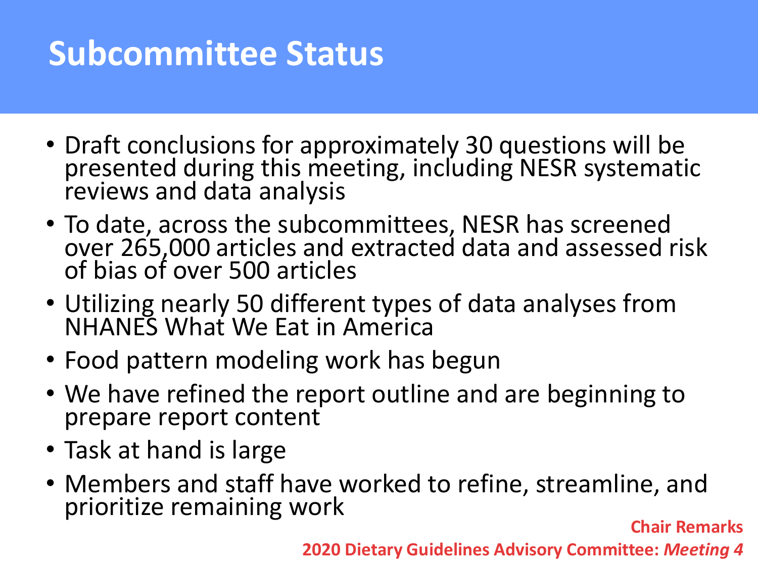# Subcommittee Status

- Draft conclusions for approximately 30 questions will be presented during this meeting, including NESR systematic reviews and data analysis
- To date, across the subcommittees, NESR has screened over 265,000 articles and extracted data and assessed risk of bias of over 500 articles
- Utilizing nearly 50 different types of data analyses from NHANES What We Eat in America
- Food pattern modeling work has begun
- We have refined the report outline and are beginning to prepare report content
- Task at hand is large
- Members and staff have worked to refine, streamline, and prioritize remaining work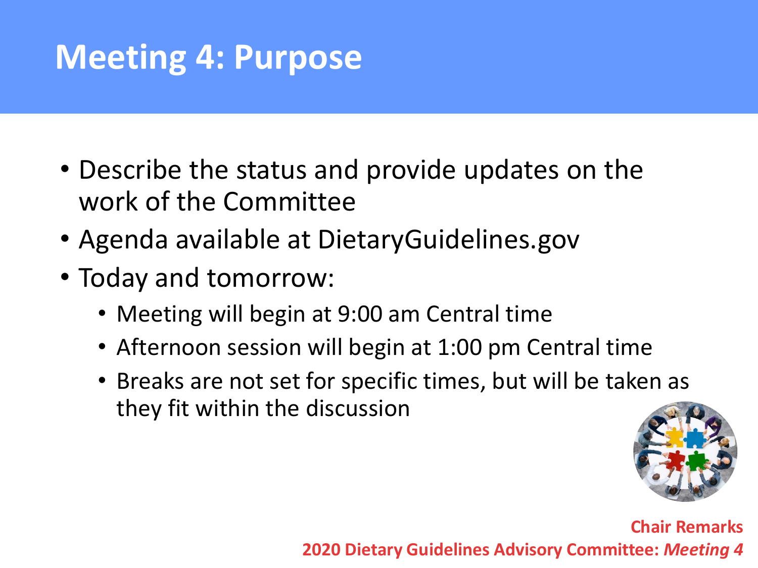# Meeting 4: Purpose

- Describe the status and provide updates on the work of the Committee
- Agenda available at DietaryGuidelines.gov
- Today and tomorrow:
  - Meeting will begin at 9:00 am Central time
  - Afternoon session will begin at 1:00 pm Central time
  - Breaks are not set for specific times, but will be taken as they fit within the discussion

**Chair Remarks**

**2020 Dietary Guidelines Advisory Committee: *Meeting 4***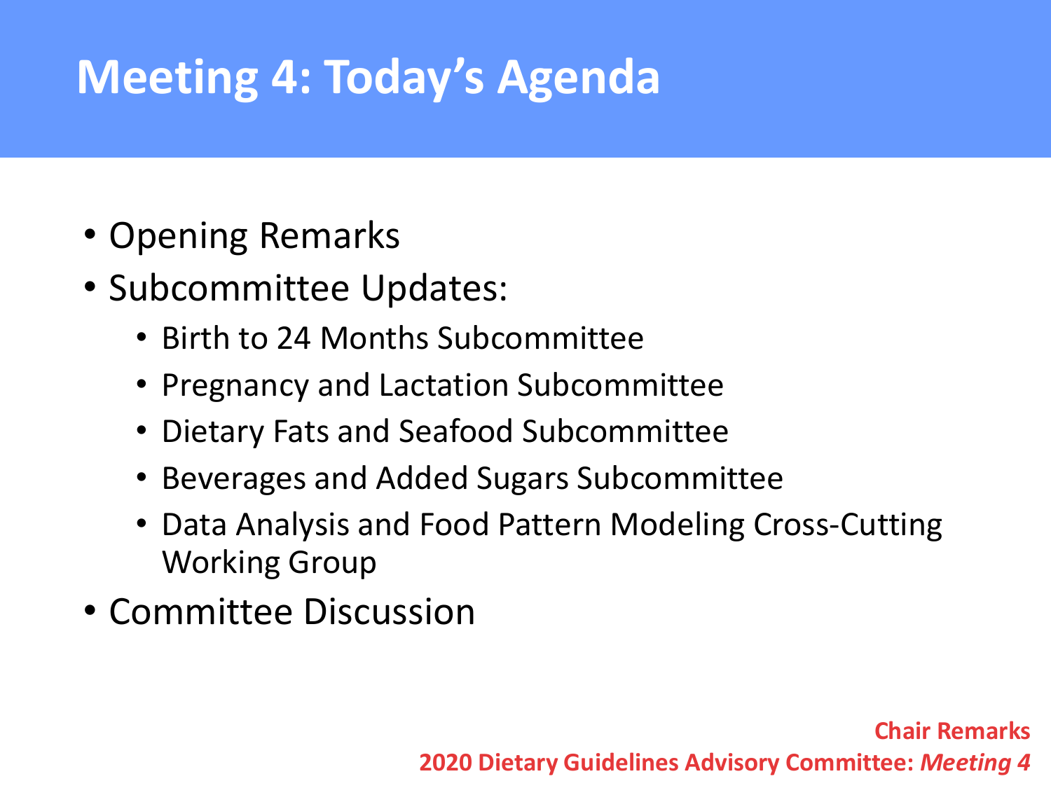# Meeting 4: Today's Agenda

- Opening Remarks
- Subcommittee Updates:
  - Birth to 24 Months Subcommittee
  - Pregnancy and Lactation Subcommittee
  - Dietary Fats and Seafood Subcommittee
  - Beverages and Added Sugars Subcommittee
  - Data Analysis and Food Pattern Modeling Cross-Cutting Working Group
- Committee Discussion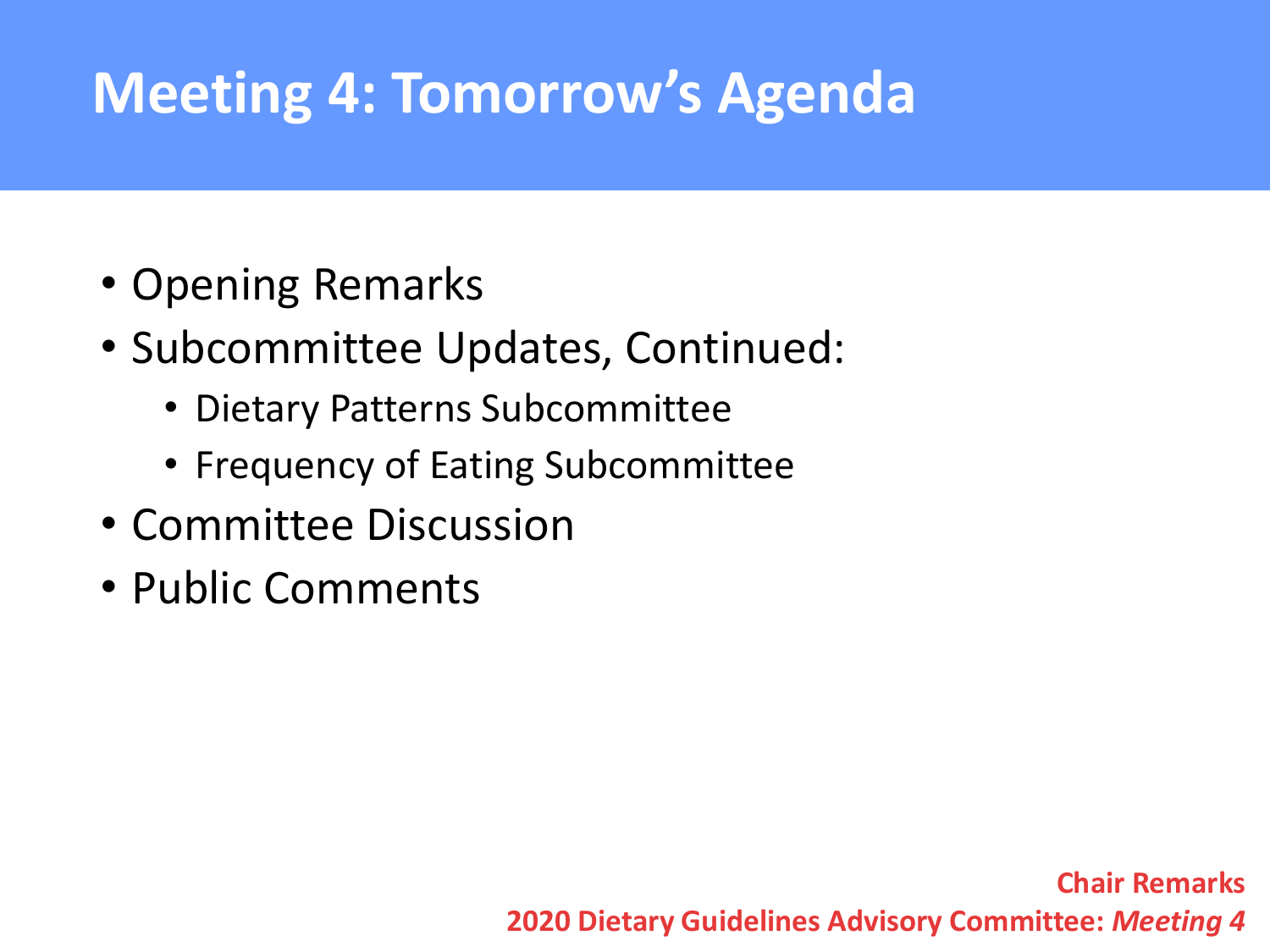# Meeting 4: Tomorrow's Agenda

- Opening Remarks
- Subcommittee Updates, Continued:
  - Dietary Patterns Subcommittee
  - Frequency of Eating Subcommittee
- Committee Discussion
- Public Comments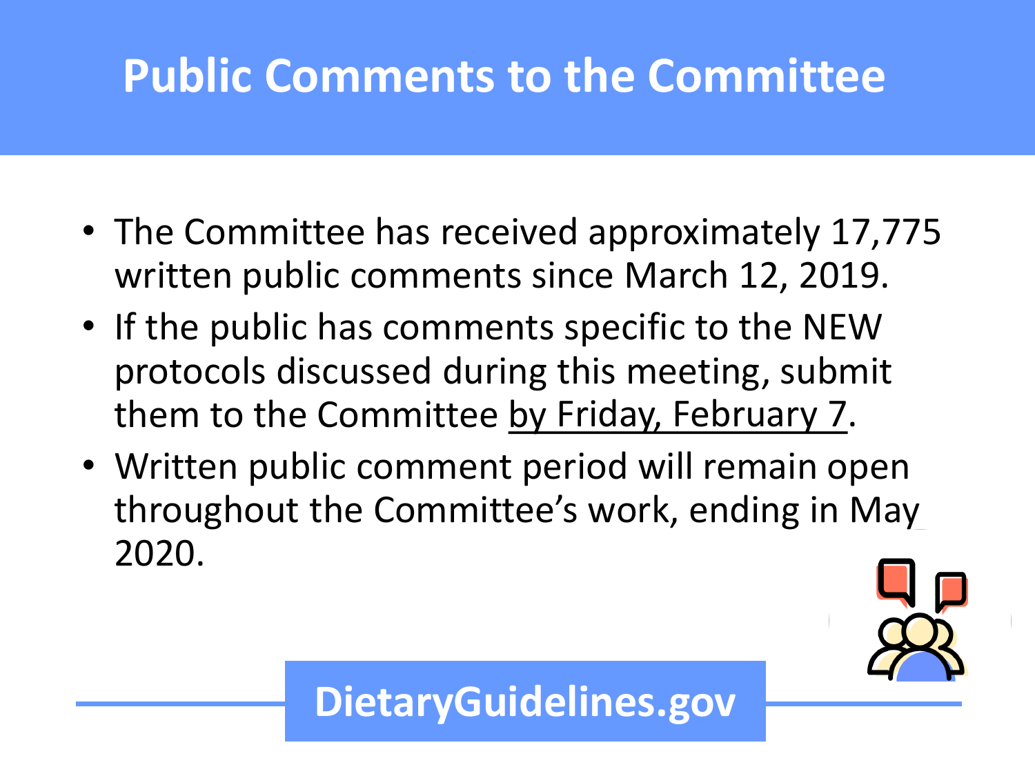# Public Comments to the Committee

- The Committee has received approximately 17,775 written public comments since March 12, 2019.
- If the public has comments specific to the NEW protocols discussed during this meeting, submit them to the Committee by Friday, February 7.
- Written public comment period will remain open throughout the Committee's work, ending in May 2020.

DietaryGuidelines.gov